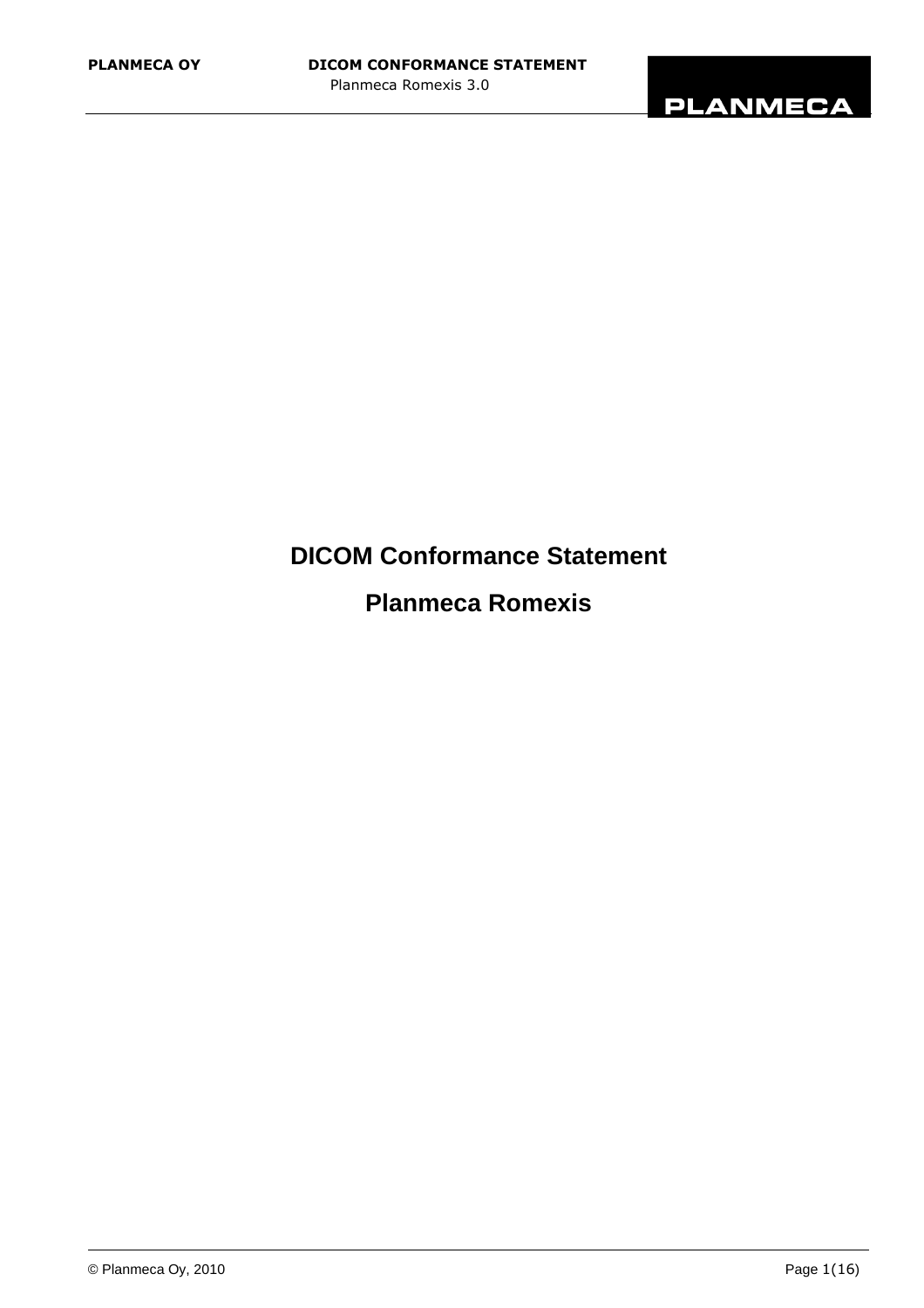# DICOM Conformance Statement

# Planmeca Romexis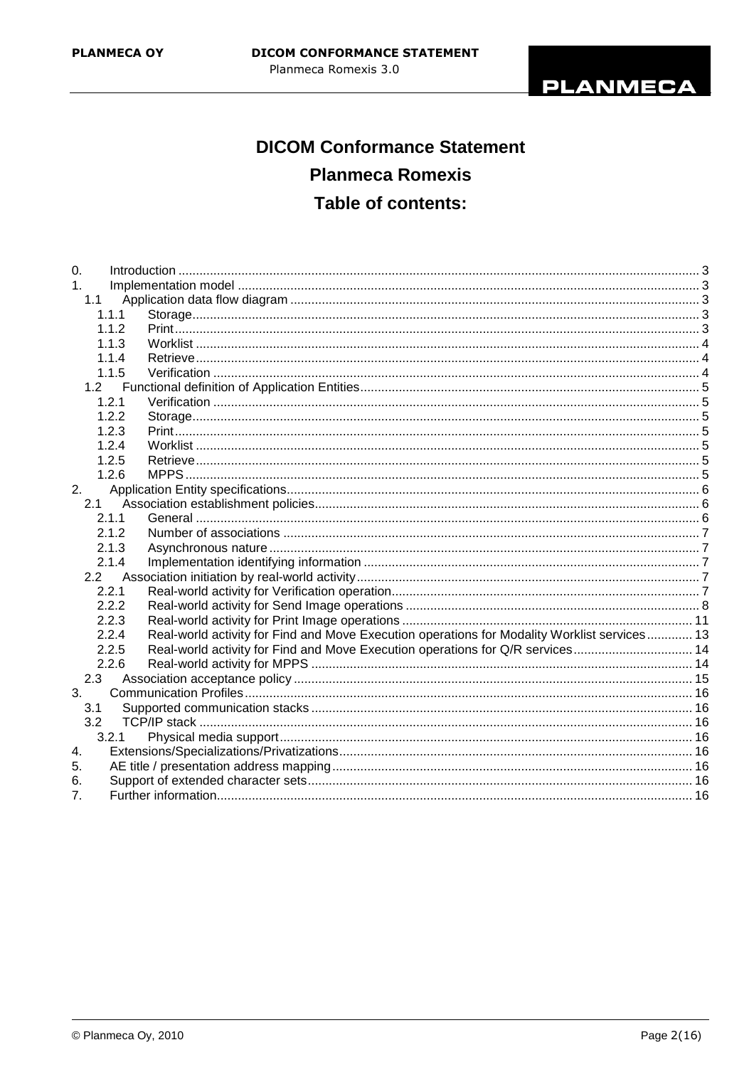# DICOM Conformance Statement

# Planmeca Romexis

# Table of contents:

- 0. Introduction ... 3
- 1. Implementation model ... 3
  - 1.1 Application data flow diagram ... 3
    - 1.1.1 Storage ... 3
    - 1.1.2 Print ... 3
    - 1.1.3 Worklist ... 4
    - 1.1.4 Retrieve ... 4
    - 1.1.5 Verification ... 4
  - 1.2 Functional definition of Application Entities ... 5
    - 1.2.1 Verification ... 5
    - 1.2.2 Storage ... 5
    - 1.2.3 Print ... 5
    - 1.2.4 Worklist ... 5
    - 1.2.5 Retrieve ... 5
    - 1.2.6 MPPS ... 5
- 2. Application Entity specifications ... 6
  - 2.1 Association establishment policies ... 6
    - 2.1.1 General ... 6
    - 2.1.2 Number of associations ... 7
    - 2.1.3 Asynchronous nature ... 7
    - 2.1.4 Implementation identifying information ... 7
  - 2.2 Association initiation by real-world activity ... 7
    - 2.2.1 Real-world activity for Verification operation ... 7
    - 2.2.2 Real-world activity for Send Image operations ... 8
    - 2.2.3 Real-world activity for Print Image operations ... 11
    - 2.2.4 Real-world activity for Find and Move Execution operations for Modality Worklist services ... 13
    - 2.2.5 Real-world activity for Find and Move Execution operations for Q/R services ... 14
    - 2.2.6 Real-world activity for MPPS ... 14
  - 2.3 Association acceptance policy ... 15
- 3. Communication Profiles ... 16
  - 3.1 Supported communication stacks ... 16
  - 3.2 TCP/IP stack ... 16
    - 3.2.1 Physical media support ... 16
- 4. Extensions/Specializations/Privatizations ... 16
- 5. AE title / presentation address mapping ... 16
- 6. Support of extended character sets ... 16
- 7. Further information ... 16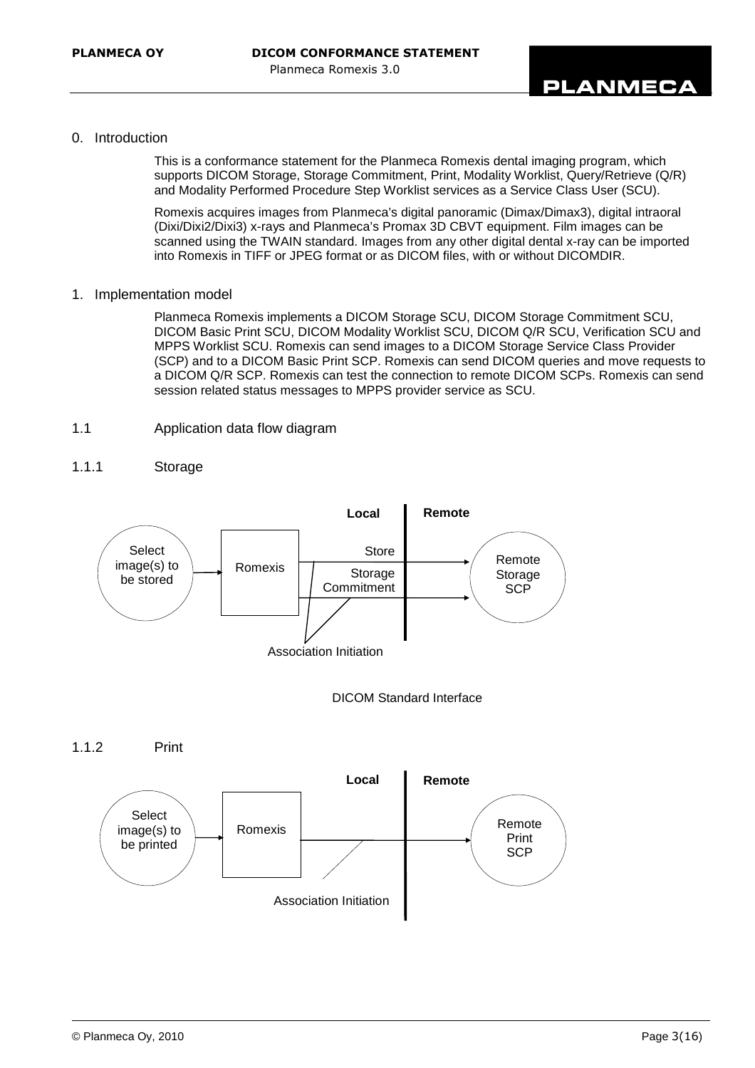## 0. Introduction

This is a conformance statement for the Planmeca Romexis dental imaging program, which supports DICOM Storage, Storage Commitment, Print, Modality Worklist, Query/Retrieve (Q/R) and Modality Performed Procedure Step Worklist services as a Service Class User (SCU).

Romexis acquires images from Planmeca's digital panoramic (Dimax/Dimax3), digital intraoral (Dixi/Dixi2/Dixi3) x-rays and Planmeca's Promax 3D CBVT equipment. Film images can be scanned using the TWAIN standard. Images from any other digital dental x-ray can be imported into Romexis in TIFF or JPEG format or as DICOM files, with or without DICOMDIR.

## 1. Implementation model

Planmeca Romexis implements a DICOM Storage SCU, DICOM Storage Commitment SCU, DICOM Basic Print SCU, DICOM Modality Worklist SCU, DICOM Q/R SCU, Verification SCU and MPPS Worklist SCU. Romexis can send images to a DICOM Storage Service Class Provider (SCP) and to a DICOM Basic Print SCP. Romexis can send DICOM queries and move requests to a DICOM Q/R SCP. Romexis can test the connection to remote DICOM SCPs. Romexis can send session related status messages to MPPS provider service as SCU.

### 1.1 Application data flow diagram

#### 1.1.1 Storage

Local | Remote

Select image(s) to be stored → Romexis → Store / Storage Commitment → Remote Storage SCP

Association Initiation

DICOM Standard Interface

#### 1.1.2 Print

Local | Remote

Select image(s) to be printed → Romexis → Remote Print SCP

Association Initiation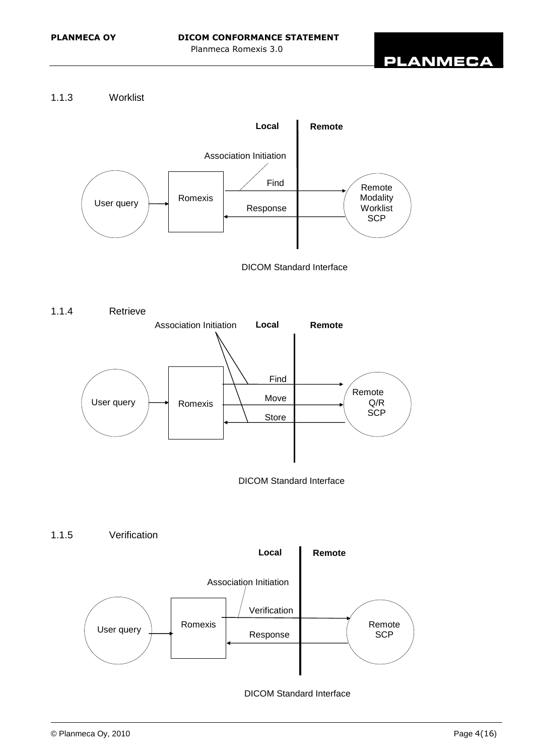### 1.1.3 Worklist

Local | Remote

Association Initiation

User query → Romexis → Find → Remote Modality Worklist SCP

Response

DICOM Standard Interface

### 1.1.4 Retrieve

Association Initiation | Local | Remote

User query → Romexis → Find / Move → Remote Q/R SCP

Store

DICOM Standard Interface

### 1.1.5 Verification

Local | Remote

Association Initiation

User query → Romexis → Verification → Remote SCP

Response

DICOM Standard Interface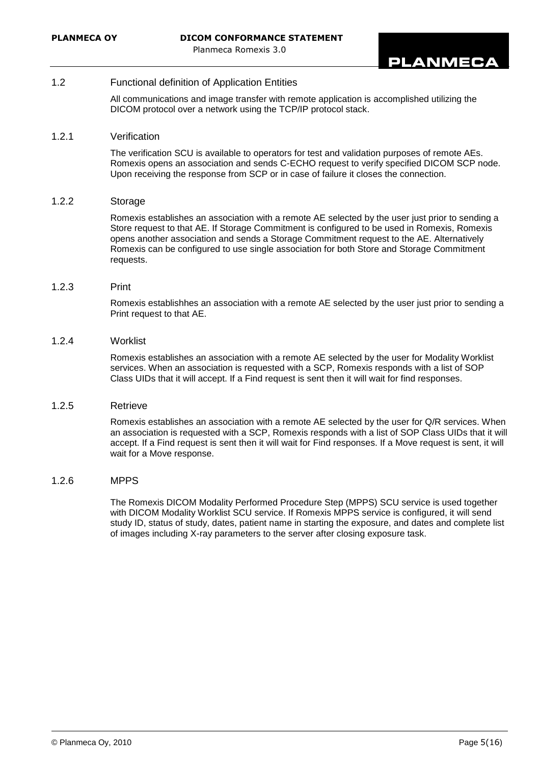## 1.2 Functional definition of Application Entities

All communications and image transfer with remote application is accomplished utilizing the DICOM protocol over a network using the TCP/IP protocol stack.

### 1.2.1 Verification

The verification SCU is available to operators for test and validation purposes of remote AEs. Romexis opens an association and sends C-ECHO request to verify specified DICOM SCP node. Upon receiving the response from SCP or in case of failure it closes the connection.

### 1.2.2 Storage

Romexis establishes an association with a remote AE selected by the user just prior to sending a Store request to that AE. If Storage Commitment is configured to be used in Romexis, Romexis opens another association and sends a Storage Commitment request to the AE. Alternatively Romexis can be configured to use single association for both Store and Storage Commitment requests.

### 1.2.3 Print

Romexis establishhes an association with a remote AE selected by the user just prior to sending a Print request to that AE.

### 1.2.4 Worklist

Romexis establishes an association with a remote AE selected by the user for Modality Worklist services. When an association is requested with a SCP, Romexis responds with a list of SOP Class UIDs that it will accept. If a Find request is sent then it will wait for find responses.

### 1.2.5 Retrieve

Romexis establishes an association with a remote AE selected by the user for Q/R services. When an association is requested with a SCP, Romexis responds with a list of SOP Class UIDs that it will accept. If a Find request is sent then it will wait for Find responses. If a Move request is sent, it will wait for a Move response.

### 1.2.6 MPPS

The Romexis DICOM Modality Performed Procedure Step (MPPS) SCU service is used together with DICOM Modality Worklist SCU service. If Romexis MPPS service is configured, it will send study ID, status of study, dates, patient name in starting the exposure, and dates and complete list of images including X-ray parameters to the server after closing exposure task.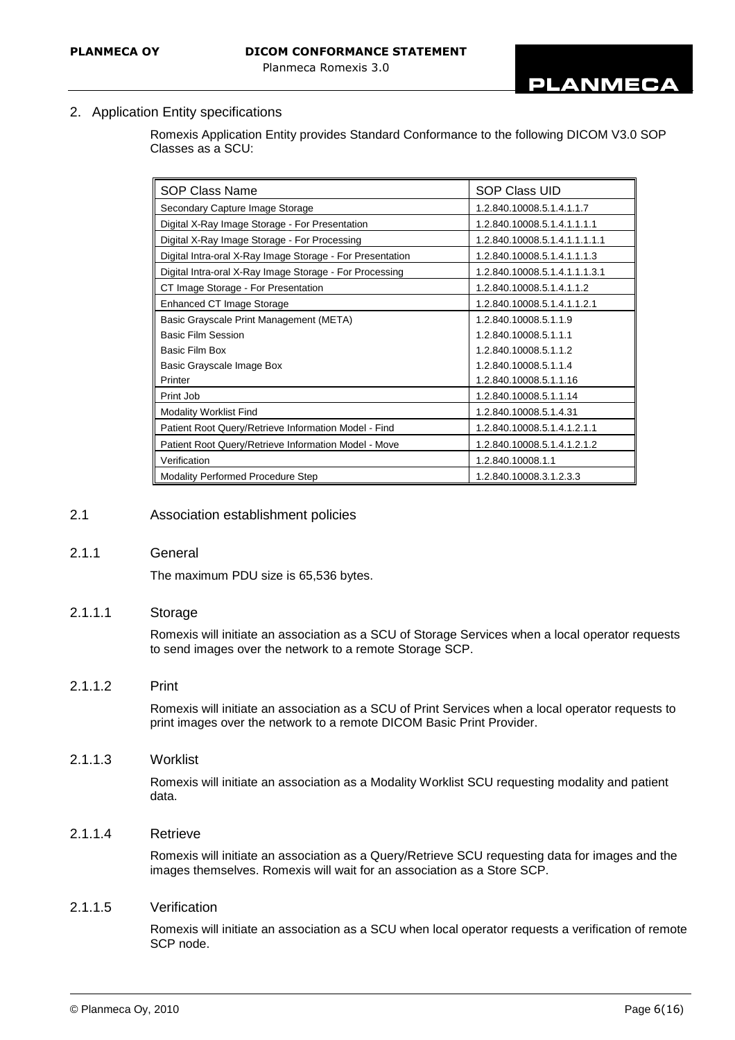## 2. Application Entity specifications

Romexis Application Entity provides Standard Conformance to the following DICOM V3.0 SOP Classes as a SCU:

| SOP Class Name | SOP Class UID |
|---|---|
| Secondary Capture Image Storage | 1.2.840.10008.5.1.4.1.1.7 |
| Digital X-Ray Image Storage - For Presentation | 1.2.840.10008.5.1.4.1.1.1.1 |
| Digital X-Ray Image Storage - For Processing | 1.2.840.10008.5.1.4.1.1.1.1.1 |
| Digital Intra-oral X-Ray Image Storage - For Presentation | 1.2.840.10008.5.1.4.1.1.1.3 |
| Digital Intra-oral X-Ray Image Storage - For Processing | 1.2.840.10008.5.1.4.1.1.1.3.1 |
| CT Image Storage - For Presentation | 1.2.840.10008.5.1.4.1.1.2 |
| Enhanced CT Image Storage | 1.2.840.10008.5.1.4.1.1.2.1 |
| Basic Grayscale Print Management (META)<br>Basic Film Session<br>Basic Film Box<br>Basic Grayscale Image Box<br>Printer | 1.2.840.10008.5.1.1.9<br>1.2.840.10008.5.1.1.1<br>1.2.840.10008.5.1.1.2<br>1.2.840.10008.5.1.1.4<br>1.2.840.10008.5.1.1.16 |
| Print Job | 1.2.840.10008.5.1.1.14 |
| Modality Worklist Find | 1.2.840.10008.5.1.4.31 |
| Patient Root Query/Retrieve Information Model - Find | 1.2.840.10008.5.1.4.1.2.1.1 |
| Patient Root Query/Retrieve Information Model - Move | 1.2.840.10008.5.1.4.1.2.1.2 |
| Verification | 1.2.840.10008.1.1 |
| Modality Performed Procedure Step | 1.2.840.10008.3.1.2.3.3 |

### 2.1 Association establishment policies

#### 2.1.1 General

The maximum PDU size is 65,536 bytes.

##### 2.1.1.1 Storage

Romexis will initiate an association as a SCU of Storage Services when a local operator requests to send images over the network to a remote Storage SCP.

##### 2.1.1.2 Print

Romexis will initiate an association as a SCU of Print Services when a local operator requests to print images over the network to a remote DICOM Basic Print Provider.

##### 2.1.1.3 Worklist

Romexis will initiate an association as a Modality Worklist SCU requesting modality and patient data.

##### 2.1.1.4 Retrieve

Romexis will initiate an association as a Query/Retrieve SCU requesting data for images and the images themselves. Romexis will wait for an association as a Store SCP.

##### 2.1.1.5 Verification

Romexis will initiate an association as a SCU when local operator requests a verification of remote SCP node.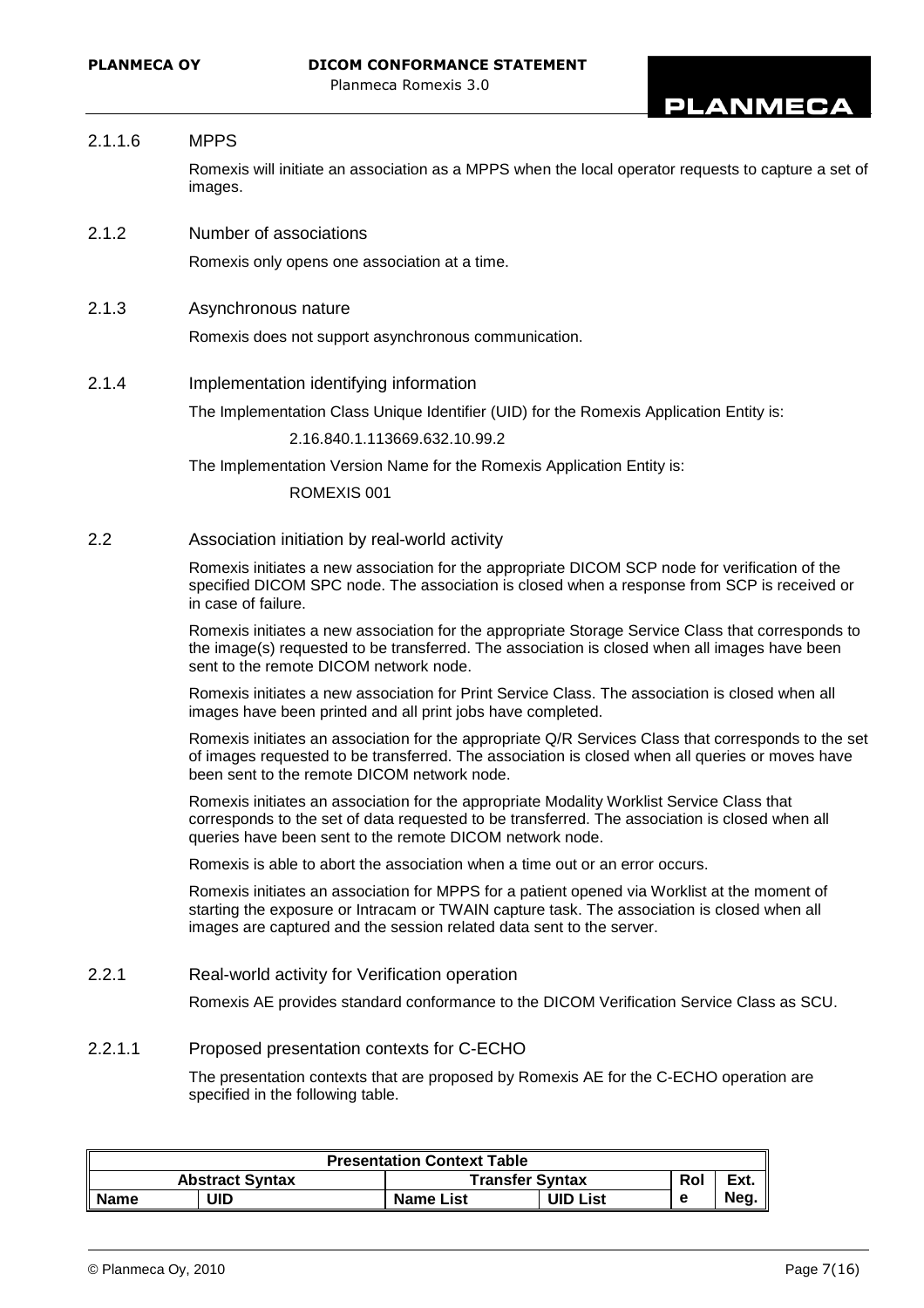#### 2.1.1.6 MPPS

Romexis will initiate an association as a MPPS when the local operator requests to capture a set of images.

### 2.1.2 Number of associations

Romexis only opens one association at a time.

### 2.1.3 Asynchronous nature

Romexis does not support asynchronous communication.

### 2.1.4 Implementation identifying information

The Implementation Class Unique Identifier (UID) for the Romexis Application Entity is:

2.16.840.1.113669.632.10.99.2

The Implementation Version Name for the Romexis Application Entity is:

ROMEXIS 001

## 2.2 Association initiation by real-world activity

Romexis initiates a new association for the appropriate DICOM SCP node for verification of the specified DICOM SPC node. The association is closed when a response from SCP is received or in case of failure.

Romexis initiates a new association for the appropriate Storage Service Class that corresponds to the image(s) requested to be transferred. The association is closed when all images have been sent to the remote DICOM network node.

Romexis initiates a new association for Print Service Class. The association is closed when all images have been printed and all print jobs have completed.

Romexis initiates an association for the appropriate Q/R Services Class that corresponds to the set of images requested to be transferred. The association is closed when all queries or moves have been sent to the remote DICOM network node.

Romexis initiates an association for the appropriate Modality Worklist Service Class that corresponds to the set of data requested to be transferred. The association is closed when all queries have been sent to the remote DICOM network node.

Romexis is able to abort the association when a time out or an error occurs.

Romexis initiates an association for MPPS for a patient opened via Worklist at the moment of starting the exposure or Intracam or TWAIN capture task. The association is closed when all images are captured and the session related data sent to the server.

### 2.2.1 Real-world activity for Verification operation

Romexis AE provides standard conformance to the DICOM Verification Service Class as SCU.

#### 2.2.1.1 Proposed presentation contexts for C-ECHO

The presentation contexts that are proposed by Romexis AE for the C-ECHO operation are specified in the following table.

| Presentation Context Table | | | | | |
|---|---|---|---|---|---|
| Abstract Syntax | | Transfer Syntax | | Role | Ext. Neg. |
| Name | UID | Name List | UID List | | |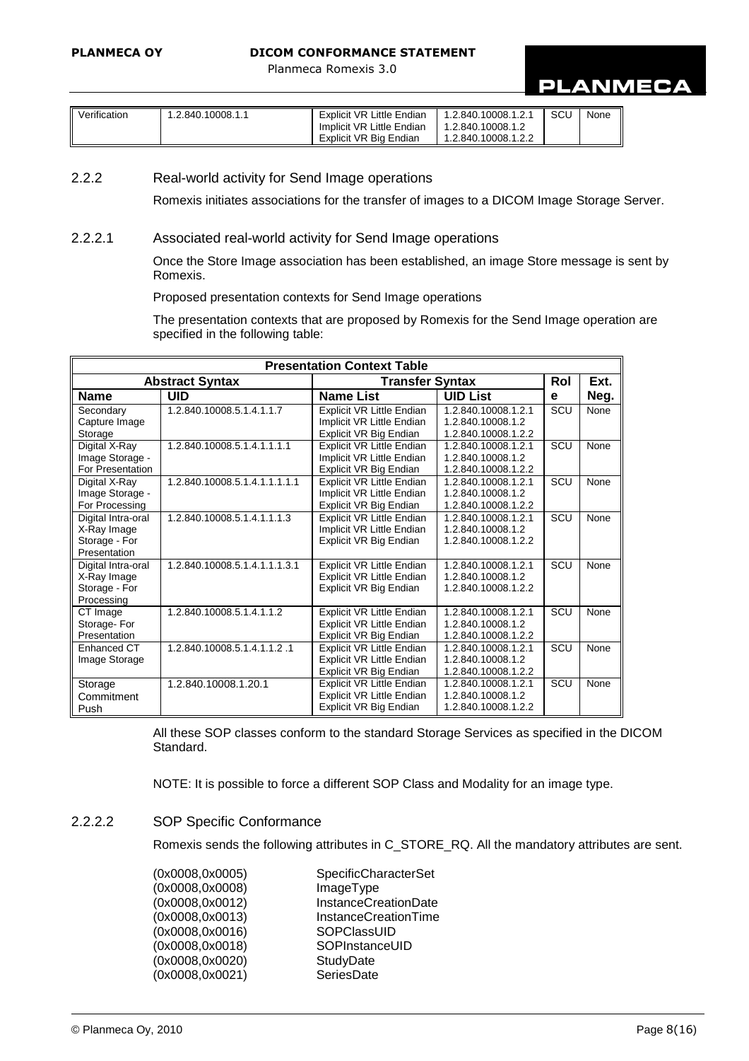| Verification | 1.2.840.10008.1.1 | Explicit VR Little Endian<br>Implicit VR Little Endian<br>Explicit VR Big Endian | 1.2.840.10008.1.2.1<br>1.2.840.10008.1.2<br>1.2.840.10008.1.2.2 | SCU | None |
|---|---|---|---|---|---|

### 2.2.2 Real-world activity for Send Image operations

Romexis initiates associations for the transfer of images to a DICOM Image Storage Server.

#### 2.2.2.1 Associated real-world activity for Send Image operations

Once the Store Image association has been established, an image Store message is sent by Romexis.

Proposed presentation contexts for Send Image operations

The presentation contexts that are proposed by Romexis for the Send Image operation are specified in the following table:

| Presentation Context Table | | | | | |
|---|---|---|---|---|---|
| **Abstract Syntax** | | **Transfer Syntax** | | **Role** | **Ext. Neg.** |
| **Name** | **UID** | **Name List** | **UID List** | | |
| Secondary Capture Image Storage | 1.2.840.10008.5.1.4.1.1.7 | Explicit VR Little Endian<br>Implicit VR Little Endian<br>Explicit VR Big Endian | 1.2.840.10008.1.2.1<br>1.2.840.10008.1.2<br>1.2.840.10008.1.2.2 | SCU | None |
| Digital X-Ray Image Storage - For Presentation | 1.2.840.10008.5.1.4.1.1.1.1 | Explicit VR Little Endian<br>Implicit VR Little Endian<br>Explicit VR Big Endian | 1.2.840.10008.1.2.1<br>1.2.840.10008.1.2<br>1.2.840.10008.1.2.2 | SCU | None |
| Digital X-Ray Image Storage - For Processing | 1.2.840.10008.5.1.4.1.1.1.1.1 | Explicit VR Little Endian<br>Implicit VR Little Endian<br>Explicit VR Big Endian | 1.2.840.10008.1.2.1<br>1.2.840.10008.1.2<br>1.2.840.10008.1.2.2 | SCU | None |
| Digital Intra-oral X-Ray Image Storage - For Presentation | 1.2.840.10008.5.1.4.1.1.1.3 | Explicit VR Little Endian<br>Implicit VR Little Endian<br>Explicit VR Big Endian | 1.2.840.10008.1.2.1<br>1.2.840.10008.1.2<br>1.2.840.10008.1.2.2 | SCU | None |
| Digital Intra-oral X-Ray Image Storage - For Processing | 1.2.840.10008.5.1.4.1.1.1.3.1 | Explicit VR Little Endian<br>Explicit VR Little Endian<br>Explicit VR Big Endian | 1.2.840.10008.1.2.1<br>1.2.840.10008.1.2<br>1.2.840.10008.1.2.2 | SCU | None |
| CT Image Storage- For Presentation | 1.2.840.10008.5.1.4.1.1.2 | Explicit VR Little Endian<br>Explicit VR Little Endian<br>Explicit VR Big Endian | 1.2.840.10008.1.2.1<br>1.2.840.10008.1.2<br>1.2.840.10008.1.2.2 | SCU | None |
| Enhanced CT Image Storage | 1.2.840.10008.5.1.4.1.1.2 .1 | Explicit VR Little Endian<br>Explicit VR Little Endian<br>Explicit VR Big Endian | 1.2.840.10008.1.2.1<br>1.2.840.10008.1.2<br>1.2.840.10008.1.2.2 | SCU | None |
| Storage Commitment Push | 1.2.840.10008.1.20.1 | Explicit VR Little Endian<br>Explicit VR Little Endian<br>Explicit VR Big Endian | 1.2.840.10008.1.2.1<br>1.2.840.10008.1.2<br>1.2.840.10008.1.2.2 | SCU | None |

All these SOP classes conform to the standard Storage Services as specified in the DICOM Standard.

NOTE: It is possible to force a different SOP Class and Modality for an image type.

#### 2.2.2.2 SOP Specific Conformance

Romexis sends the following attributes in C_STORE_RQ. All the mandatory attributes are sent.

| | |
|---|---|
| (0x0008,0x0005) | SpecificCharacterSet |
| (0x0008,0x0008) | ImageType |
| (0x0008,0x0012) | InstanceCreationDate |
| (0x0008,0x0013) | InstanceCreationTime |
| (0x0008,0x0016) | SOPClassUID |
| (0x0008,0x0018) | SOPInstanceUID |
| (0x0008,0x0020) | StudyDate |
| (0x0008,0x0021) | SeriesDate |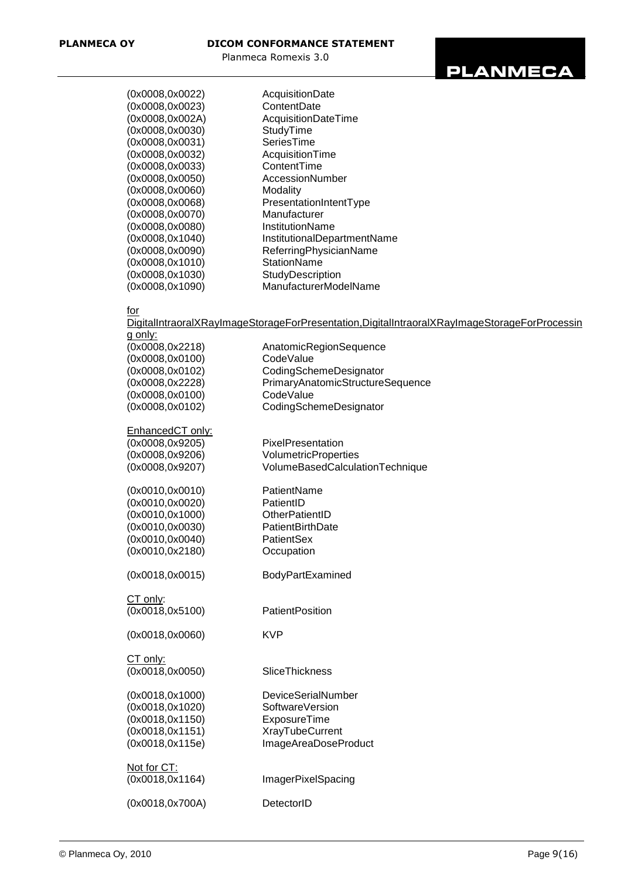| | |
|---|---|
| (0x0008,0x0022) | AcquisitionDate |
| (0x0008,0x0023) | ContentDate |
| (0x0008,0x002A) | AcquisitionDateTime |
| (0x0008,0x0030) | StudyTime |
| (0x0008,0x0031) | SeriesTime |
| (0x0008,0x0032) | AcquisitionTime |
| (0x0008,0x0033) | ContentTime |
| (0x0008,0x0050) | AccessionNumber |
| (0x0008,0x0060) | Modality |
| (0x0008,0x0068) | PresentationIntentType |
| (0x0008,0x0070) | Manufacturer |
| (0x0008,0x0080) | InstitutionName |
| (0x0008,0x1040) | InstitutionalDepartmentName |
| (0x0008,0x0090) | ReferringPhysicianName |
| (0x0008,0x1010) | StationName |
| (0x0008,0x1030) | StudyDescription |
| (0x0008,0x1090) | ManufacturerModelName |

<u>for DigitalIntraoralXRayImageStorageForPresentation,DigitalIntraoralXRayImageStorageForProcessing only:</u>

| | |
|---|---|
| (0x0008,0x2218) | AnatomicRegionSequence |
| (0x0008,0x0100) | CodeValue |
| (0x0008,0x0102) | CodingSchemeDesignator |
| (0x0008,0x2228) | PrimaryAnatomicStructureSequence |
| (0x0008,0x0100) | CodeValue |
| (0x0008,0x0102) | CodingSchemeDesignator |

<u>EnhancedCT only:</u>

| | |
|---|---|
| (0x0008,0x9205) | PixelPresentation |
| (0x0008,0x9206) | VolumetricProperties |
| (0x0008,0x9207) | VolumeBasedCalculationTechnique |

| | |
|---|---|
| (0x0010,0x0010) | PatientName |
| (0x0010,0x0020) | PatientID |
| (0x0010,0x1000) | OtherPatientID |
| (0x0010,0x0030) | PatientBirthDate |
| (0x0010,0x0040) | PatientSex |
| (0x0010,0x2180) | Occupation |

| | |
|---|---|
| (0x0018,0x0015) | BodyPartExamined |

<u>CT only</u>:

| | |
|---|---|
| (0x0018,0x5100) | PatientPosition |

| | |
|---|---|
| (0x0018,0x0060) | KVP |

<u>CT only:</u>

| | |
|---|---|
| (0x0018,0x0050) | SliceThickness |

| | |
|---|---|
| (0x0018,0x1000) | DeviceSerialNumber |
| (0x0018,0x1020) | SoftwareVersion |
| (0x0018,0x1150) | ExposureTime |
| (0x0018,0x1151) | XrayTubeCurrent |
| (0x0018,0x115e) | ImageAreaDoseProduct |

<u>Not for CT:</u>

| | |
|---|---|
| (0x0018,0x1164) | ImagerPixelSpacing |

| | |
|---|---|
| (0x0018,0x700A) | DetectorID |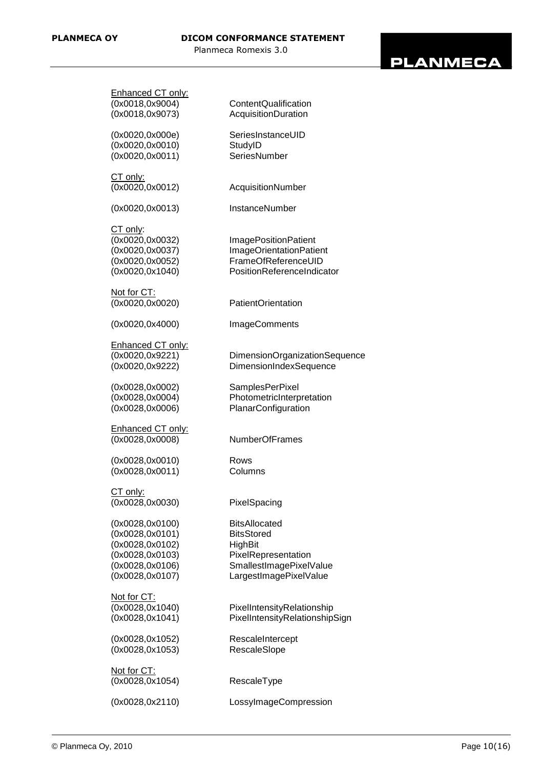<u>Enhanced CT only:</u>

| | |
|---|---|
| (0x0018,0x9004) | ContentQualification |
| (0x0018,0x9073) | AcquisitionDuration |
| | |
| (0x0020,0x000e) | SeriesInstanceUID |
| (0x0020,0x0010) | StudyID |
| (0x0020,0x0011) | SeriesNumber |

<u>CT only:</u>

| | |
|---|---|
| (0x0020,0x0012) | AcquisitionNumber |
| | |
| (0x0020,0x0013) | InstanceNumber |

<u>CT only</u>:

| | |
|---|---|
| (0x0020,0x0032) | ImagePositionPatient |
| (0x0020,0x0037) | ImageOrientationPatient |
| (0x0020,0x0052) | FrameOfReferenceUID |
| (0x0020,0x1040) | PositionReferenceIndicator |

<u>Not for CT:</u>

| | |
|---|---|
| (0x0020,0x0020) | PatientOrientation |
| | |
| (0x0020,0x4000) | ImageComments |

<u>Enhanced CT only:</u>

| | |
|---|---|
| (0x0020,0x9221) | DimensionOrganizationSequence |
| (0x0020,0x9222) | DimensionIndexSequence |
| | |
| (0x0028,0x0002) | SamplesPerPixel |
| (0x0028,0x0004) | PhotometricInterpretation |
| (0x0028,0x0006) | PlanarConfiguration |

<u>Enhanced CT only:</u>

| | |
|---|---|
| (0x0028,0x0008) | NumberOfFrames |
| | |
| (0x0028,0x0010) | Rows |
| (0x0028,0x0011) | Columns |

<u>CT only:</u>

| | |
|---|---|
| (0x0028,0x0030) | PixelSpacing |
| | |
| (0x0028,0x0100) | BitsAllocated |
| (0x0028,0x0101) | BitsStored |
| (0x0028,0x0102) | HighBit |
| (0x0028,0x0103) | PixelRepresentation |
| (0x0028,0x0106) | SmallestImagePixelValue |
| (0x0028,0x0107) | LargestImagePixelValue |

<u>Not for CT:</u>

| | |
|---|---|
| (0x0028,0x1040) | PixelIntensityRelationship |
| (0x0028,0x1041) | PixelIntensityRelationshipSign |
| | |
| (0x0028,0x1052) | RescaleIntercept |
| (0x0028,0x1053) | RescaleSlope |

<u>Not for CT:</u>

| | |
|---|---|
| (0x0028,0x1054) | RescaleType |
| | |
| (0x0028,0x2110) | LossyImageCompression |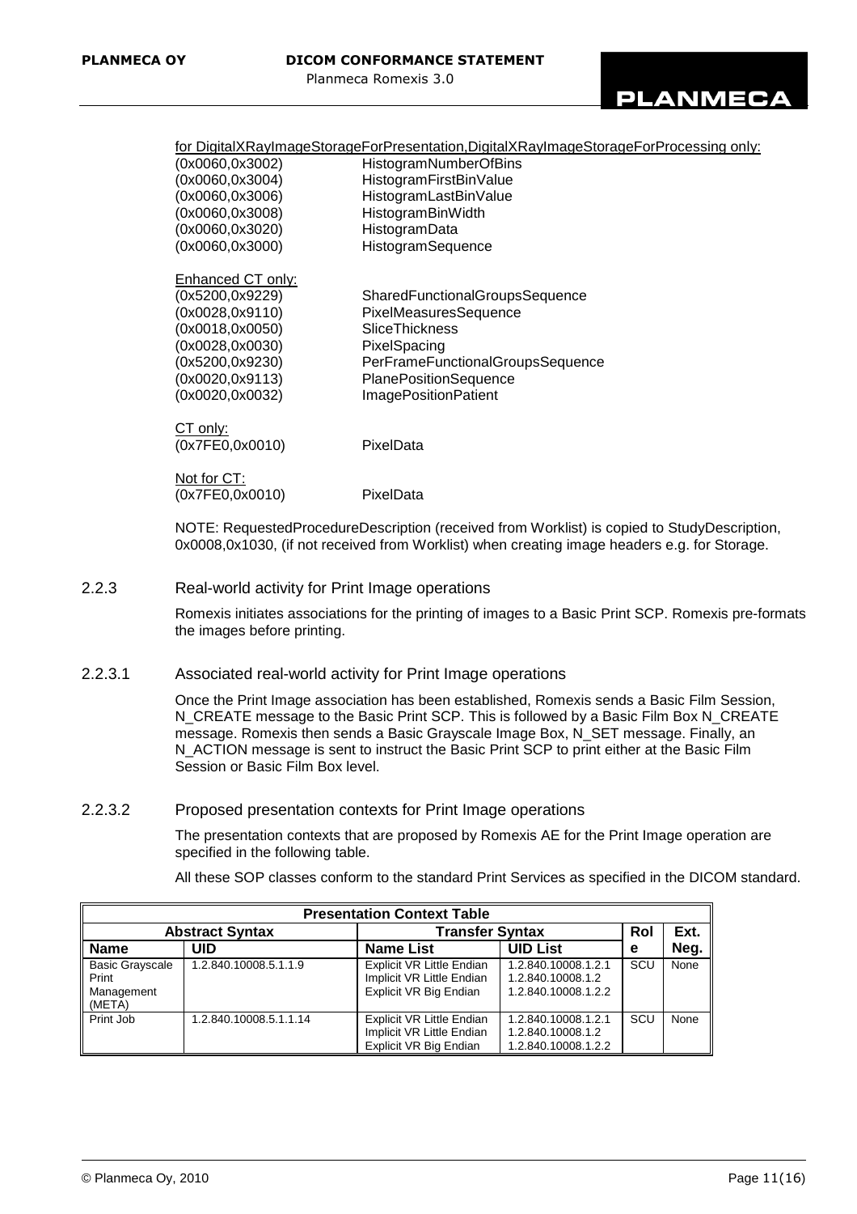<u>for DigitalXRayImageStorageForPresentation,DigitalXRayImageStorageForProcessing only:</u>

| | |
|---|---|
| (0x0060,0x3002) | HistogramNumberOfBins |
| (0x0060,0x3004) | HistogramFirstBinValue |
| (0x0060,0x3006) | HistogramLastBinValue |
| (0x0060,0x3008) | HistogramBinWidth |
| (0x0060,0x3020) | HistogramData |
| (0x0060,0x3000) | HistogramSequence |

<u>Enhanced CT only:</u>

| | |
|---|---|
| (0x5200,0x9229) | SharedFunctionalGroupsSequence |
| (0x0028,0x9110) | PixelMeasuresSequence |
| (0x0018,0x0050) | SliceThickness |
| (0x0028,0x0030) | PixelSpacing |
| (0x5200,0x9230) | PerFrameFunctionalGroupsSequence |
| (0x0020,0x9113) | PlanePositionSequence |
| (0x0020,0x0032) | ImagePositionPatient |

<u>CT only:</u>

| | |
|---|---|
| (0x7FE0,0x0010) | PixelData |

<u>Not for CT:</u>

| | |
|---|---|
| (0x7FE0,0x0010) | PixelData |

NOTE: RequestedProcedureDescription (received from Worklist) is copied to StudyDescription, 0x0008,0x1030, (if not received from Worklist) when creating image headers e.g. for Storage.

### 2.2.3 Real-world activity for Print Image operations

Romexis initiates associations for the printing of images to a Basic Print SCP. Romexis pre-formats the images before printing.

#### 2.2.3.1 Associated real-world activity for Print Image operations

Once the Print Image association has been established, Romexis sends a Basic Film Session, N_CREATE message to the Basic Print SCP. This is followed by a Basic Film Box N_CREATE message. Romexis then sends a Basic Grayscale Image Box, N_SET message. Finally, an N_ACTION message is sent to instruct the Basic Print SCP to print either at the Basic Film Session or Basic Film Box level.

#### 2.2.3.2 Proposed presentation contexts for Print Image operations

The presentation contexts that are proposed by Romexis AE for the Print Image operation are specified in the following table.

All these SOP classes conform to the standard Print Services as specified in the DICOM standard.

| Presentation Context Table | | | | | |
|---|---|---|---|---|---|
| **Abstract Syntax** | | **Transfer Syntax** | | **Role** | **Ext. Neg.** |
| **Name** | **UID** | **Name List** | **UID List** | | |
| Basic Grayscale Print Management (META) | 1.2.840.10008.5.1.1.9 | Explicit VR Little Endian<br>Implicit VR Little Endian<br>Explicit VR Big Endian | 1.2.840.10008.1.2.1<br>1.2.840.10008.1.2<br>1.2.840.10008.1.2.2 | SCU | None |
| Print Job | 1.2.840.10008.5.1.1.14 | Explicit VR Little Endian<br>Implicit VR Little Endian<br>Explicit VR Big Endian | 1.2.840.10008.1.2.1<br>1.2.840.10008.1.2<br>1.2.840.10008.1.2.2 | SCU | None |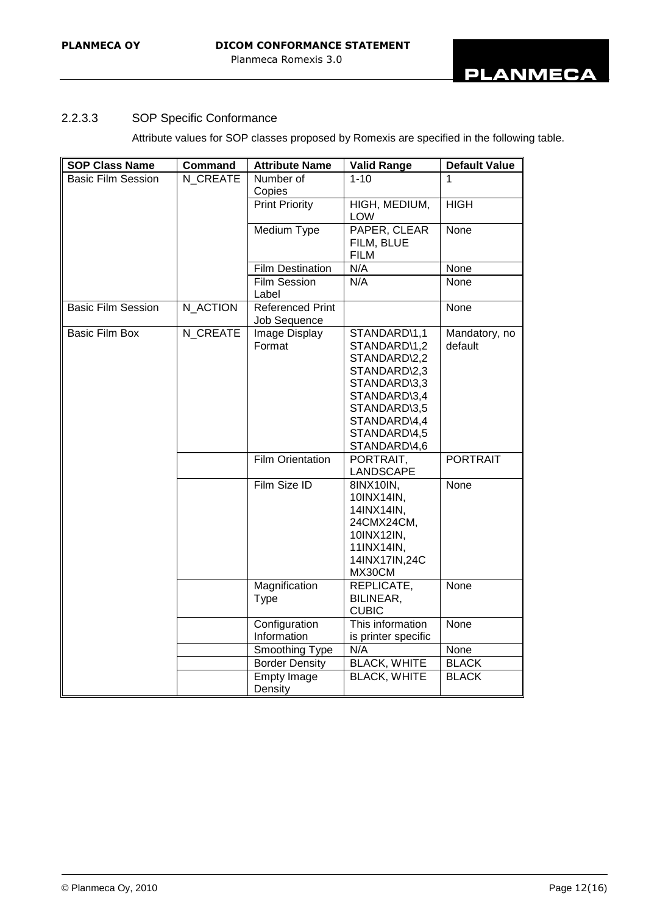### 2.2.3.3 SOP Specific Conformance

Attribute values for SOP classes proposed by Romexis are specified in the following table.

| SOP Class Name | Command | Attribute Name | Valid Range | Default Value |
|---|---|---|---|---|
| Basic Film Session | N_CREATE | Number of Copies | 1-10 | 1 |
| | | Print Priority | HIGH, MEDIUM, LOW | HIGH |
| | | Medium Type | PAPER, CLEAR FILM, BLUE FILM | None |
| | | Film Destination | N/A | None |
| | | Film Session Label | N/A | None |
| Basic Film Session | N_ACTION | Referenced Print Job Sequence | | None |
| Basic Film Box | N_CREATE | Image Display Format | STANDARD\1,1 STANDARD\1,2 STANDARD\2,2 STANDARD\2,3 STANDARD\3,3 STANDARD\3,4 STANDARD\3,5 STANDARD\4,4 STANDARD\4,5 STANDARD\4,6 | Mandatory, no default |
| | | Film Orientation | PORTRAIT, LANDSCAPE | PORTRAIT |
| | | Film Size ID | 8INX10IN, 10INX14IN, 14INX14IN, 24CMX24CM, 10INX12IN, 11INX14IN, 14INX17IN,24CMX30CM | None |
| | | Magnification Type | REPLICATE, BILINEAR, CUBIC | None |
| | | Configuration Information | This information is printer specific | None |
| | | Smoothing Type | N/A | None |
| | | Border Density | BLACK, WHITE | BLACK |
| | | Empty Image Density | BLACK, WHITE | BLACK |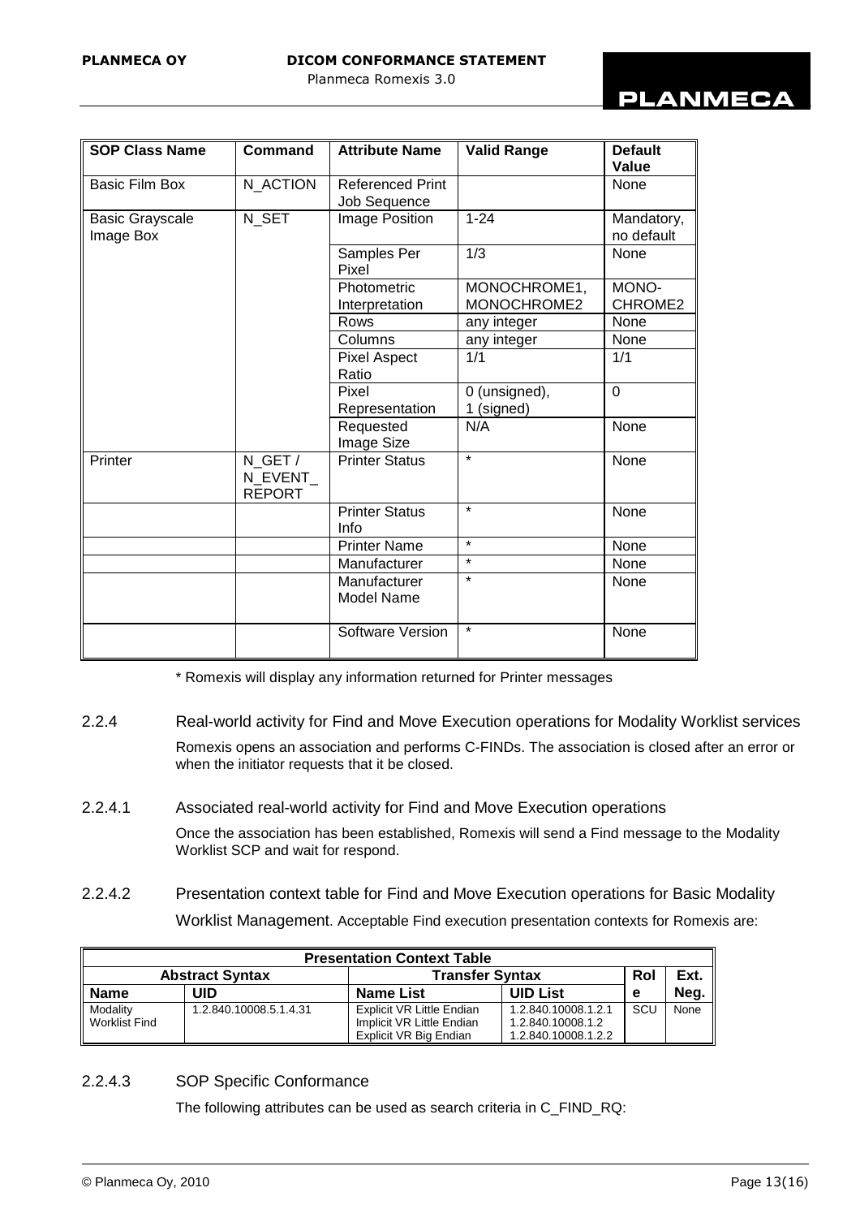| SOP Class Name | Command | Attribute Name | Valid Range | Default Value |
|---|---|---|---|---|
| Basic Film Box | N_ACTION | Referenced Print Job Sequence | | None |
| Basic Grayscale Image Box | N_SET | Image Position | 1-24 | Mandatory, no default |
| | | Samples Per Pixel | 1/3 | None |
| | | Photometric Interpretation | MONOCHROME1, MONOCHROME2 | MONO-CHROME2 |
| | | Rows | any integer | None |
| | | Columns | any integer | None |
| | | Pixel Aspect Ratio | 1/1 | 1/1 |
| | | Pixel Representation | 0 (unsigned), 1 (signed) | 0 |
| | | Requested Image Size | N/A | None |
| Printer | N_GET / N_EVENT_REPORT | Printer Status | * | None |
| | | Printer Status Info | * | None |
| | | Printer Name | * | None |
| | | Manufacturer | * | None |
| | | Manufacturer Model Name | * | None |
| | | Software Version | * | None |

* Romexis will display any information returned for Printer messages

### 2.2.4 Real-world activity for Find and Move Execution operations for Modality Worklist services

Romexis opens an association and performs C-FINDs. The association is closed after an error or when the initiator requests that it be closed.

#### 2.2.4.1 Associated real-world activity for Find and Move Execution operations

Once the association has been established, Romexis will send a Find message to the Modality Worklist SCP and wait for respond.

#### 2.2.4.2 Presentation context table for Find and Move Execution operations for Basic Modality Worklist Management.

Acceptable Find execution presentation contexts for Romexis are:

| Presentation Context Table | | | | | |
|---|---|---|---|---|---|
| Abstract Syntax | | Transfer Syntax | | Role | Ext. Neg. |
| Name | UID | Name List | UID List | | |
| Modality Worklist Find | 1.2.840.10008.5.1.4.31 | Explicit VR Little Endian<br>Implicit VR Little Endian<br>Explicit VR Big Endian | 1.2.840.10008.1.2.1<br>1.2.840.10008.1.2<br>1.2.840.10008.1.2.2 | SCU | None |

#### 2.2.4.3 SOP Specific Conformance

The following attributes can be used as search criteria in C_FIND_RQ: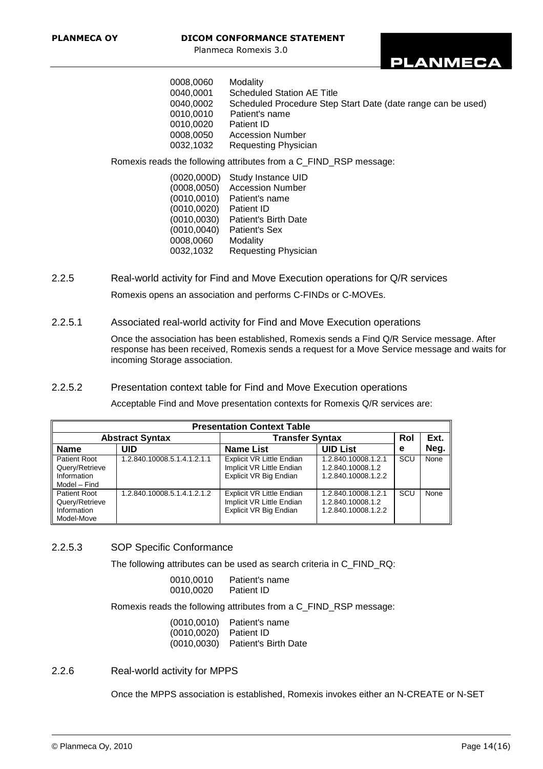0008,0060 Modality
0040,0001 Scheduled Station AE Title
0040,0002 Scheduled Procedure Step Start Date (date range can be used)
0010,0010 Patient's name
0010,0020 Patient ID
0008,0050 Accession Number
0032,1032 Requesting Physician

Romexis reads the following attributes from a C_FIND_RSP message:

(0020,000D) Study Instance UID
(0008,0050) Accession Number
(0010,0010) Patient's name
(0010,0020) Patient ID
(0010,0030) Patient's Birth Date
(0010,0040) Patient's Sex
0008,0060 Modality
0032,1032 Requesting Physician

### 2.2.5 Real-world activity for Find and Move Execution operations for Q/R services

Romexis opens an association and performs C-FINDs or C-MOVEs.

#### 2.2.5.1 Associated real-world activity for Find and Move Execution operations

Once the association has been established, Romexis sends a Find Q/R Service message. After response has been received, Romexis sends a request for a Move Service message and waits for incoming Storage association.

#### 2.2.5.2 Presentation context table for Find and Move Execution operations

Acceptable Find and Move presentation contexts for Romexis Q/R services are:

| Presentation Context Table | | | | | |
|---|---|---|---|---|---|
| Abstract Syntax | | Transfer Syntax | | Role | Ext. Neg. |
| Name | UID | Name List | UID List | | |
| Patient Root Query/Retrieve Information Model – Find | 1.2.840.10008.5.1.4.1.2.1.1 | Explicit VR Little Endian<br>Implicit VR Little Endian<br>Explicit VR Big Endian | 1.2.840.10008.1.2.1<br>1.2.840.10008.1.2<br>1.2.840.10008.1.2.2 | SCU | None |
| Patient Root Query/Retrieve Information Model-Move | 1.2.840.10008.5.1.4.1.2.1.2 | Explicit VR Little Endian<br>Implicit VR Little Endian<br>Explicit VR Big Endian | 1.2.840.10008.1.2.1<br>1.2.840.10008.1.2<br>1.2.840.10008.1.2.2 | SCU | None |

#### 2.2.5.3 SOP Specific Conformance

The following attributes can be used as search criteria in C_FIND_RQ:

0010,0010 Patient's name
0010,0020 Patient ID

Romexis reads the following attributes from a C_FIND_RSP message:

(0010,0010) Patient's name
(0010,0020) Patient ID
(0010,0030) Patient's Birth Date

### 2.2.6 Real-world activity for MPPS

Once the MPPS association is established, Romexis invokes either an N-CREATE or N-SET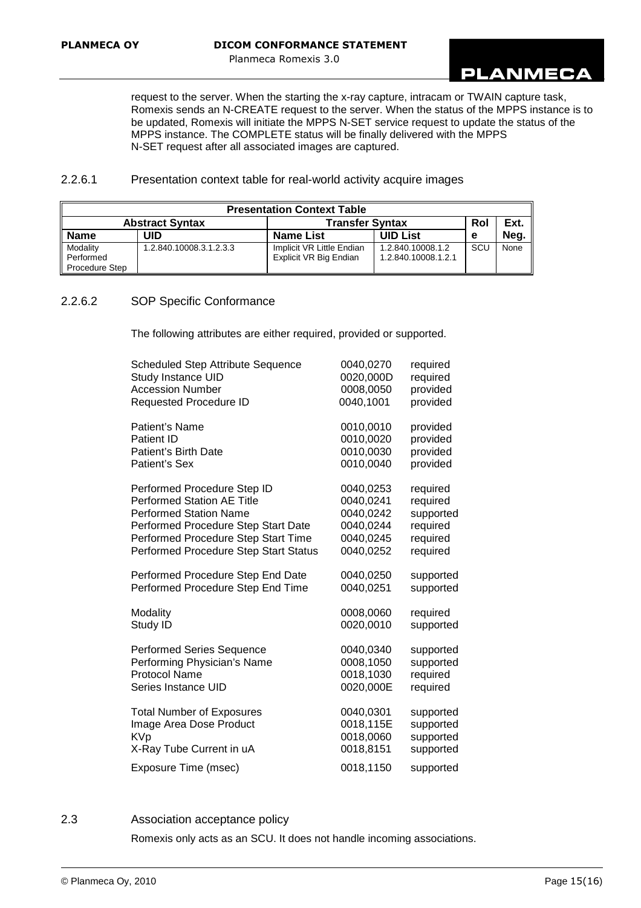request to the server. When the starting the x-ray capture, intracam or TWAIN capture task, Romexis sends an N-CREATE request to the server. When the status of the MPPS instance is to be updated, Romexis will initiate the MPPS N-SET service request to update the status of the MPPS instance. The COMPLETE status will be finally delivered with the MPPS N-SET request after all associated images are captured.

#### 2.2.6.1 Presentation context table for real-world activity acquire images

| Presentation Context Table | | | | | |
|---|---|---|---|---|---|
| Abstract Syntax | | Transfer Syntax | | Role | Ext. Neg. |
| Name | UID | Name List | UID List | | |
| Modality Performed Procedure Step | 1.2.840.10008.3.1.2.3.3 | Implicit VR Little Endian<br>Explicit VR Big Endian | 1.2.840.10008.1.2<br>1.2.840.10008.1.2.1 | SCU | None |

#### 2.2.6.2 SOP Specific Conformance

The following attributes are either required, provided or supported.

| | | |
|---|---|---|
| Scheduled Step Attribute Sequence | 0040,0270 | required |
| Study Instance UID | 0020,000D | required |
| Accession Number | 0008,0050 | provided |
| Requested Procedure ID | 0040,1001 | provided |
| Patient's Name | 0010,0010 | provided |
| Patient ID | 0010,0020 | provided |
| Patient's Birth Date | 0010,0030 | provided |
| Patient's Sex | 0010,0040 | provided |
| Performed Procedure Step ID | 0040,0253 | required |
| Performed Station AE Title | 0040,0241 | required |
| Performed Station Name | 0040,0242 | supported |
| Performed Procedure Step Start Date | 0040,0244 | required |
| Performed Procedure Step Start Time | 0040,0245 | required |
| Performed Procedure Step Start Status | 0040,0252 | required |
| Performed Procedure Step End Date | 0040,0250 | supported |
| Performed Procedure Step End Time | 0040,0251 | supported |
| Modality | 0008,0060 | required |
| Study ID | 0020,0010 | supported |
| Performed Series Sequence | 0040,0340 | supported |
| Performing Physician's Name | 0008,1050 | supported |
| Protocol Name | 0018,1030 | required |
| Series Instance UID | 0020,000E | required |
| Total Number of Exposures | 0040,0301 | supported |
| Image Area Dose Product | 0018,115E | supported |
| KVp | 0018,0060 | supported |
| X-Ray Tube Current in uA | 0018,8151 | supported |
| Exposure Time (msec) | 0018,1150 | supported |

### 2.3 Association acceptance policy

Romexis only acts as an SCU. It does not handle incoming associations.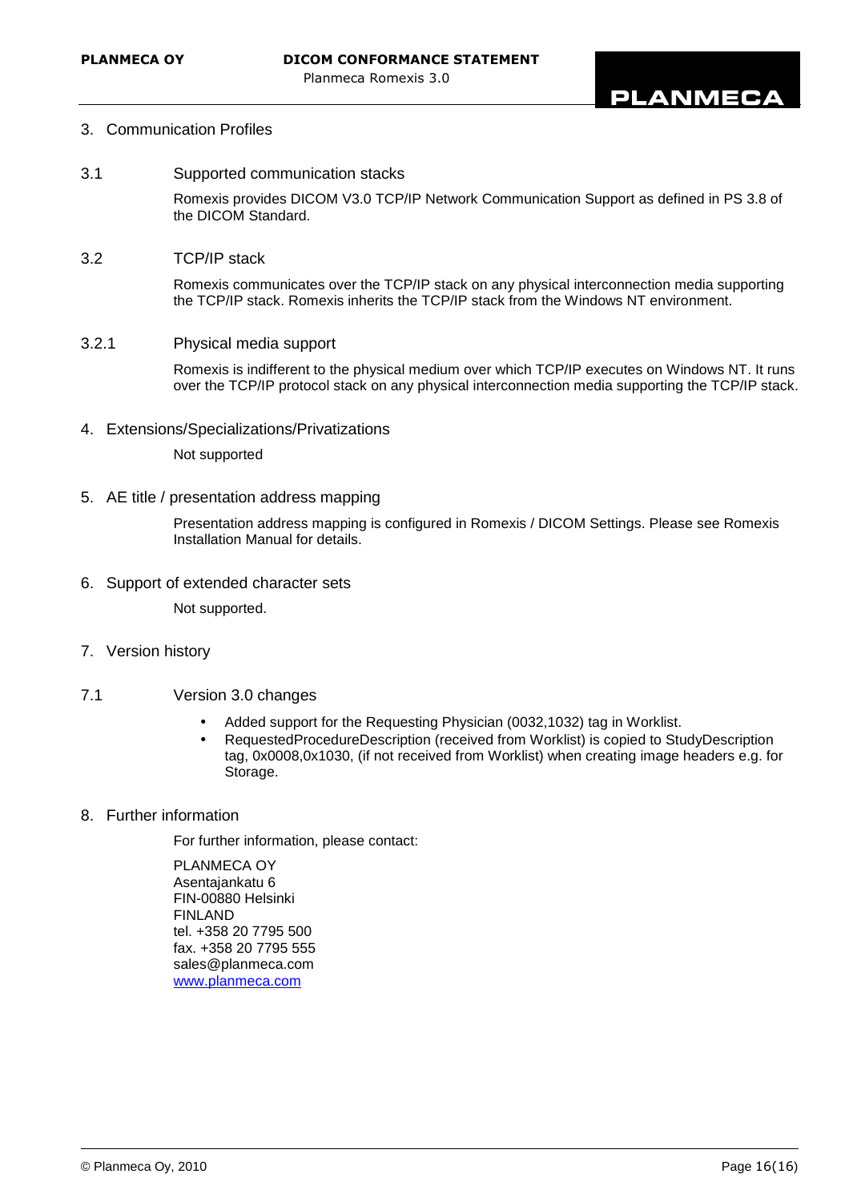# 3. Communication Profiles

## 3.1 Supported communication stacks

Romexis provides DICOM V3.0 TCP/IP Network Communication Support as defined in PS 3.8 of the DICOM Standard.

## 3.2 TCP/IP stack

Romexis communicates over the TCP/IP stack on any physical interconnection media supporting the TCP/IP stack. Romexis inherits the TCP/IP stack from the Windows NT environment.

### 3.2.1 Physical media support

Romexis is indifferent to the physical medium over which TCP/IP executes on Windows NT. It runs over the TCP/IP protocol stack on any physical interconnection media supporting the TCP/IP stack.

# 4. Extensions/Specializations/Privatizations

Not supported

# 5. AE title / presentation address mapping

Presentation address mapping is configured in Romexis / DICOM Settings. Please see Romexis Installation Manual for details.

# 6. Support of extended character sets

Not supported.

# 7. Version history

## 7.1 Version 3.0 changes

- Added support for the Requesting Physician (0032,1032) tag in Worklist.
- RequestedProcedureDescription (received from Worklist) is copied to StudyDescription tag, 0x0008,0x1030, (if not received from Worklist) when creating image headers e.g. for Storage.

# 8. Further information

For further information, please contact:

PLANMECA OY
Asentajankatu 6
FIN-00880 Helsinki
FINLAND
tel. +358 20 7795 500
fax. +358 20 7795 555
sales@planmeca.com
www.planmeca.com